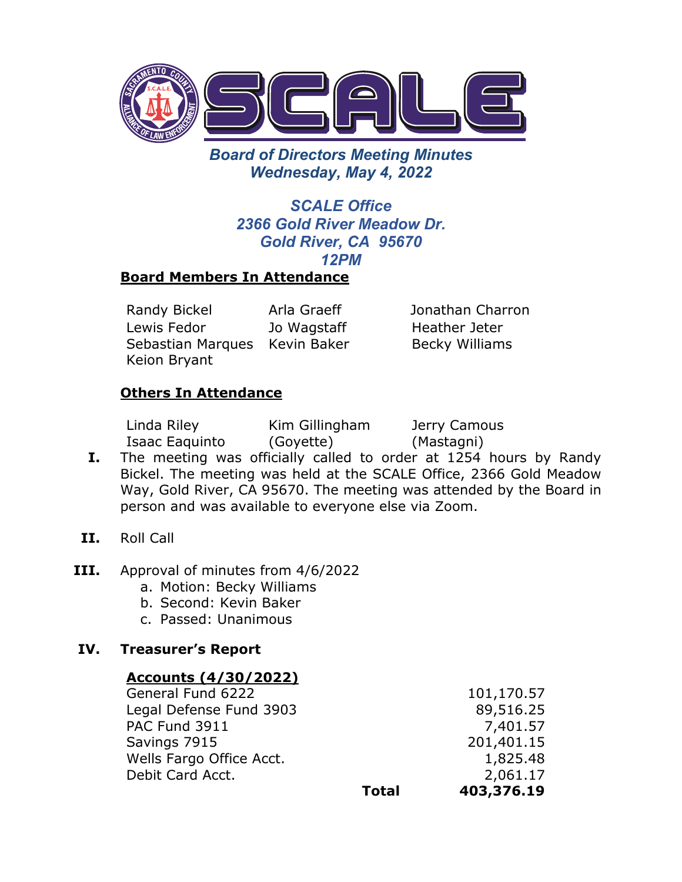# SCALE

## *Board of Directors Meeting Minutes*
## *Wednesday, May 4, 2022*

### *SCALE Office*
### *2366 Gold River Meadow Dr.*
### *Gold River, CA 95670*
### *12PM*

**Board Members In Attendance**

| | | |
|---|---|---|
| Randy Bickel | Arla Graeff | Jonathan Charron |
| Lewis Fedor | Jo Wagstaff | Heather Jeter |
| Sebastian Marques | Kevin Baker | Becky Williams |
| Keion Bryant | | |

**Others In Attendance**

| | | |
|---|---|---|
| Linda Riley | Kim Gillingham | Jerry Camous |
| Isaac Eaquinto | (Goyette) | (Mastagni) |

**I.** The meeting was officially called to order at 1254 hours by Randy Bickel. The meeting was held at the SCALE Office, 2366 Gold Meadow Way, Gold River, CA 95670. The meeting was attended by the Board in person and was available to everyone else via Zoom.

**II.** Roll Call

**III.** Approval of minutes from 4/6/2022
   a. Motion: Becky Williams
   b. Second: Kevin Baker
   c. Passed: Unanimous

**IV. Treasurer's Report**

**Accounts (4/30/2022)**

| | |
|---|---:|
| General Fund 6222 | 101,170.57 |
| Legal Defense Fund 3903 | 89,516.25 |
| PAC Fund 3911 | 7,401.57 |
| Savings 7915 | 201,401.15 |
| Wells Fargo Office Acct. | 1,825.48 |
| Debit Card Acct. | 2,061.17 |
| **Total** | **403,376.19** |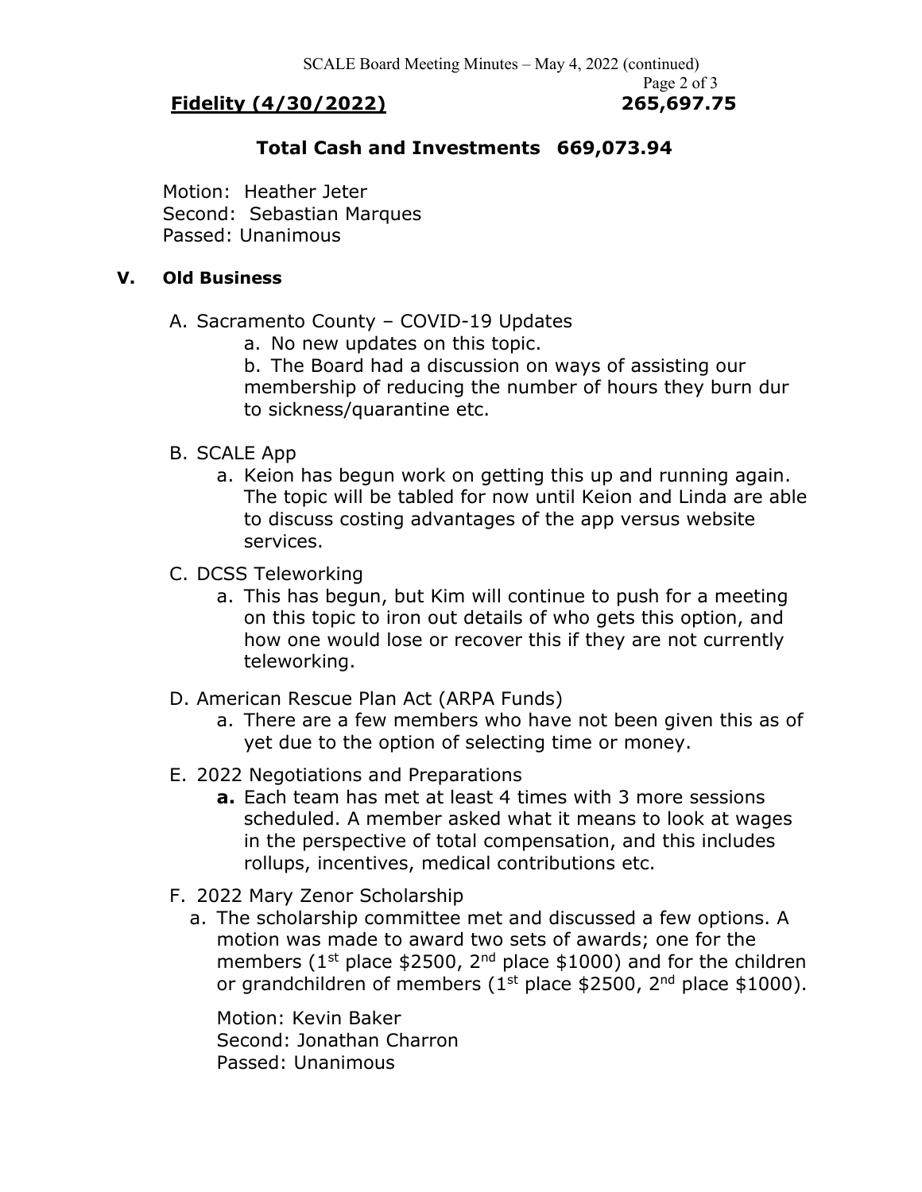**Fidelity (4/30/2022)** **265,697.75**

**Total Cash and Investments 669,073.94**

Motion: Heather Jeter
Second: Sebastian Marques
Passed: Unanimous

## V. Old Business

A. Sacramento County – COVID-19 Updates
   a. No new updates on this topic.
   b. The Board had a discussion on ways of assisting our membership of reducing the number of hours they burn dur to sickness/quarantine etc.

B. SCALE App
   a. Keion has begun work on getting this up and running again. The topic will be tabled for now until Keion and Linda are able to discuss costing advantages of the app versus website services.

C. DCSS Teleworking
   a. This has begun, but Kim will continue to push for a meeting on this topic to iron out details of who gets this option, and how one would lose or recover this if they are not currently teleworking.

D. American Rescue Plan Act (ARPA Funds)
   a. There are a few members who have not been given this as of yet due to the option of selecting time or money.

E. 2022 Negotiations and Preparations
   **a.** Each team has met at least 4 times with 3 more sessions scheduled. A member asked what it means to look at wages in the perspective of total compensation, and this includes rollups, incentives, medical contributions etc.

F. 2022 Mary Zenor Scholarship
   a. The scholarship committee met and discussed a few options. A motion was made to award two sets of awards; one for the members (1st place \$2500, 2nd place \$1000) and for the children or grandchildren of members (1st place \$2500, 2nd place \$1000).

   Motion: Kevin Baker
   Second: Jonathan Charron
   Passed: Unanimous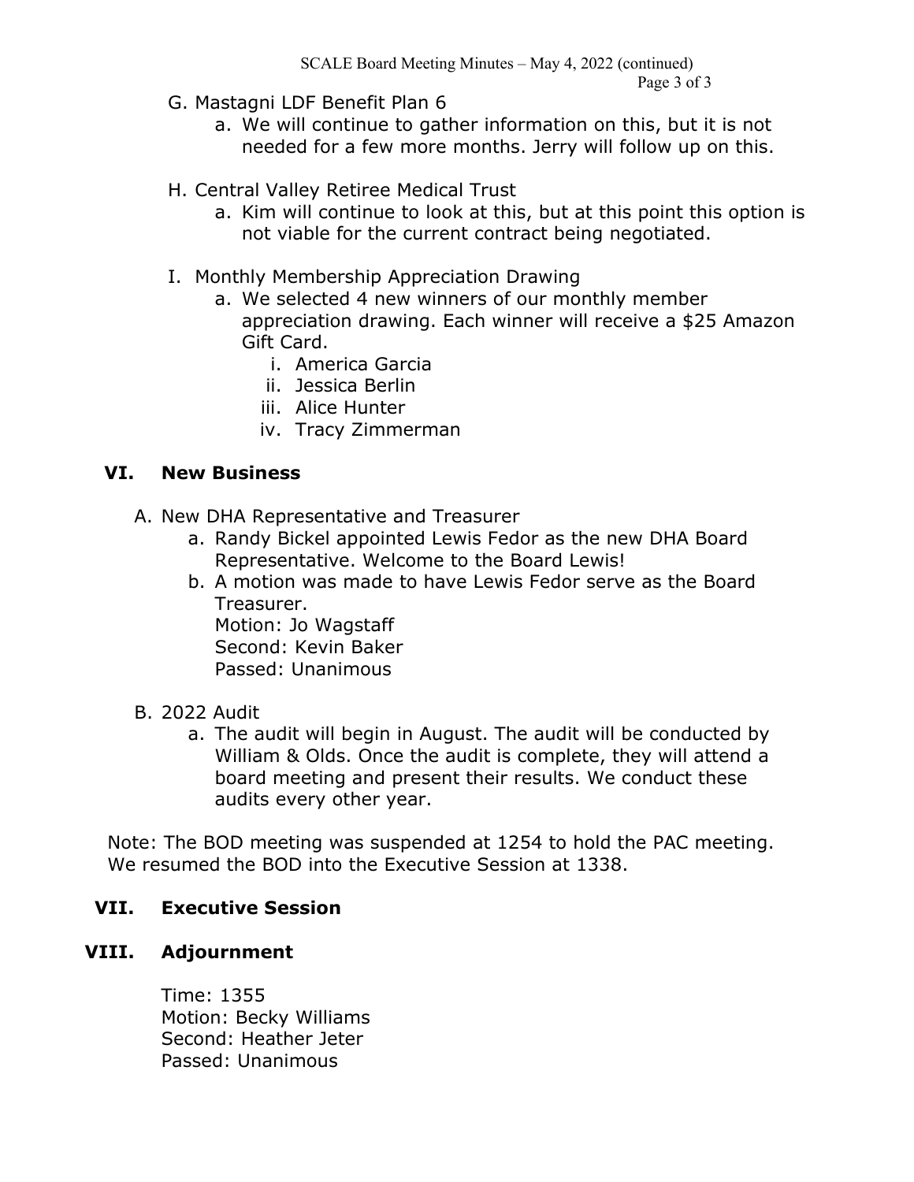G. Mastagni LDF Benefit Plan 6

a. We will continue to gather information on this, but it is not needed for a few more months. Jerry will follow up on this.

H. Central Valley Retiree Medical Trust

a. Kim will continue to look at this, but at this point this option is not viable for the current contract being negotiated.

I. Monthly Membership Appreciation Drawing

a. We selected 4 new winners of our monthly member appreciation drawing. Each winner will receive a $25 Amazon Gift Card.

i. America Garcia
ii. Jessica Berlin
iii. Alice Hunter
iv. Tracy Zimmerman

## VI. New Business

A. New DHA Representative and Treasurer

a. Randy Bickel appointed Lewis Fedor as the new DHA Board Representative. Welcome to the Board Lewis!

b. A motion was made to have Lewis Fedor serve as the Board Treasurer.
Motion: Jo Wagstaff
Second: Kevin Baker
Passed: Unanimous

B. 2022 Audit

a. The audit will begin in August. The audit will be conducted by William & Olds. Once the audit is complete, they will attend a board meeting and present their results. We conduct these audits every other year.

Note: The BOD meeting was suspended at 1254 to hold the PAC meeting. We resumed the BOD into the Executive Session at 1338.

## VII. Executive Session

## VIII. Adjournment

Time: 1355
Motion: Becky Williams
Second: Heather Jeter
Passed: Unanimous